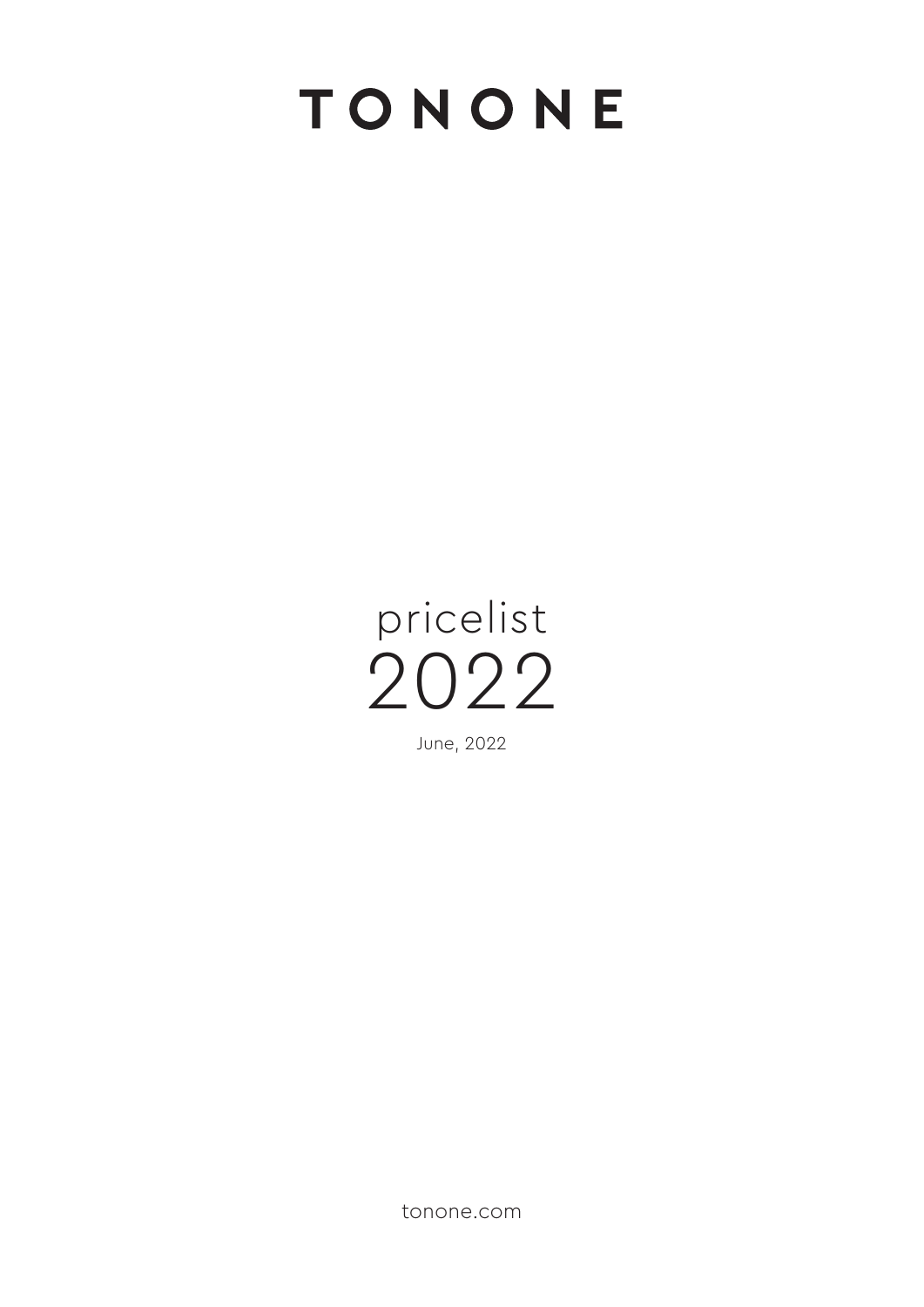# TONONE

pricelist
2022

June, 2022

tonone.com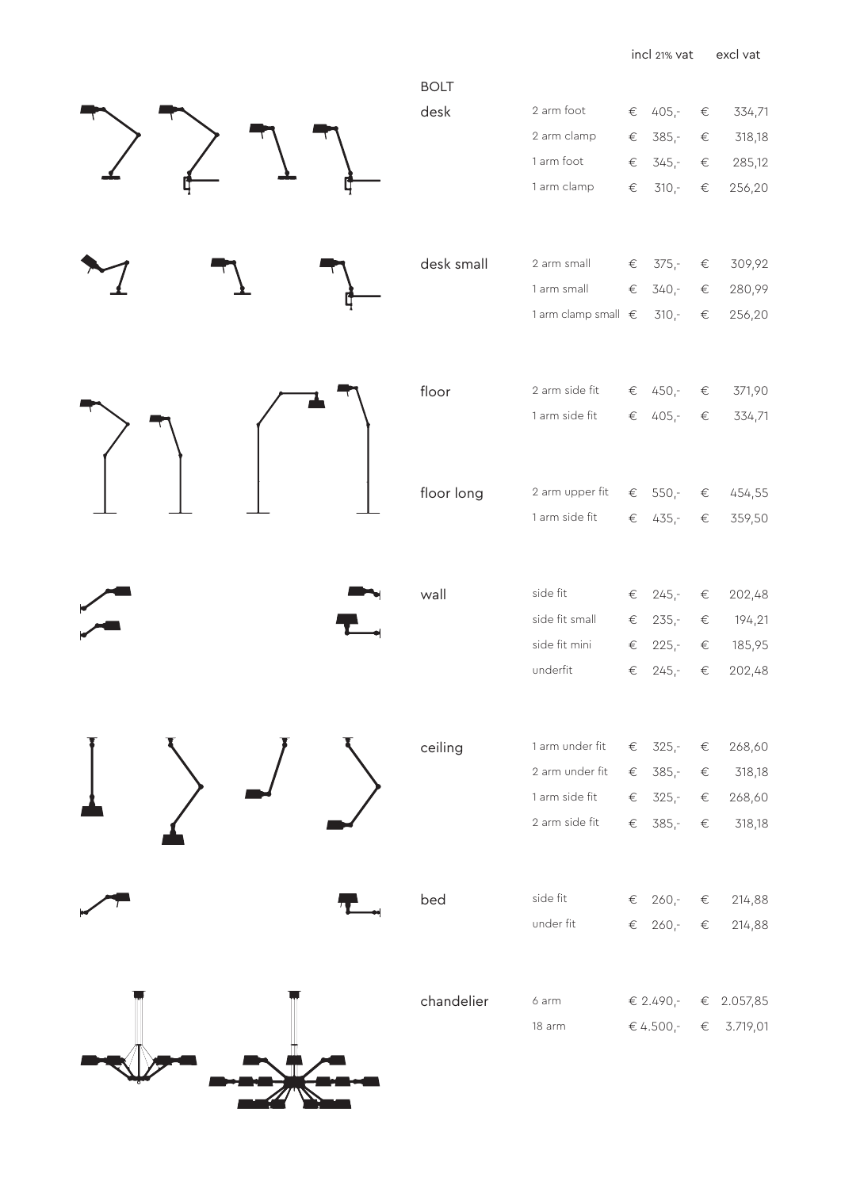# BOLT

| | | incl 21% vat | excl vat |
|---|---|---|---|
| desk | 2 arm foot | € 405,- | € 334,71 |
| | 2 arm clamp | € 385,- | € 318,18 |
| | 1 arm foot | € 345,- | € 285,12 |
| | 1 arm clamp | € 310,- | € 256,20 |
| desk small | 2 arm small | € 375,- | € 309,92 |
| | 1 arm small | € 340,- | € 280,99 |
| | 1 arm clamp small | € 310,- | € 256,20 |
| floor | 2 arm side fit | € 450,- | € 371,90 |
| | 1 arm side fit | € 405,- | € 334,71 |
| floor long | 2 arm upper fit | € 550,- | € 454,55 |
| | 1 arm side fit | € 435,- | € 359,50 |
| wall | side fit | € 245,- | € 202,48 |
| | side fit small | € 235,- | € 194,21 |
| | side fit mini | € 225,- | € 185,95 |
| | underfit | € 245,- | € 202,48 |
| ceiling | 1 arm under fit | € 325,- | € 268,60 |
| | 2 arm under fit | € 385,- | € 318,18 |
| | 1 arm side fit | € 325,- | € 268,60 |
| | 2 arm side fit | € 385,- | € 318,18 |
| bed | side fit | € 260,- | € 214,88 |
| | under fit | € 260,- | € 214,88 |
| chandelier | 6 arm | € 2.490,- | € 2.057,85 |
| | 18 arm | € 4.500,- | € 3.719,01 |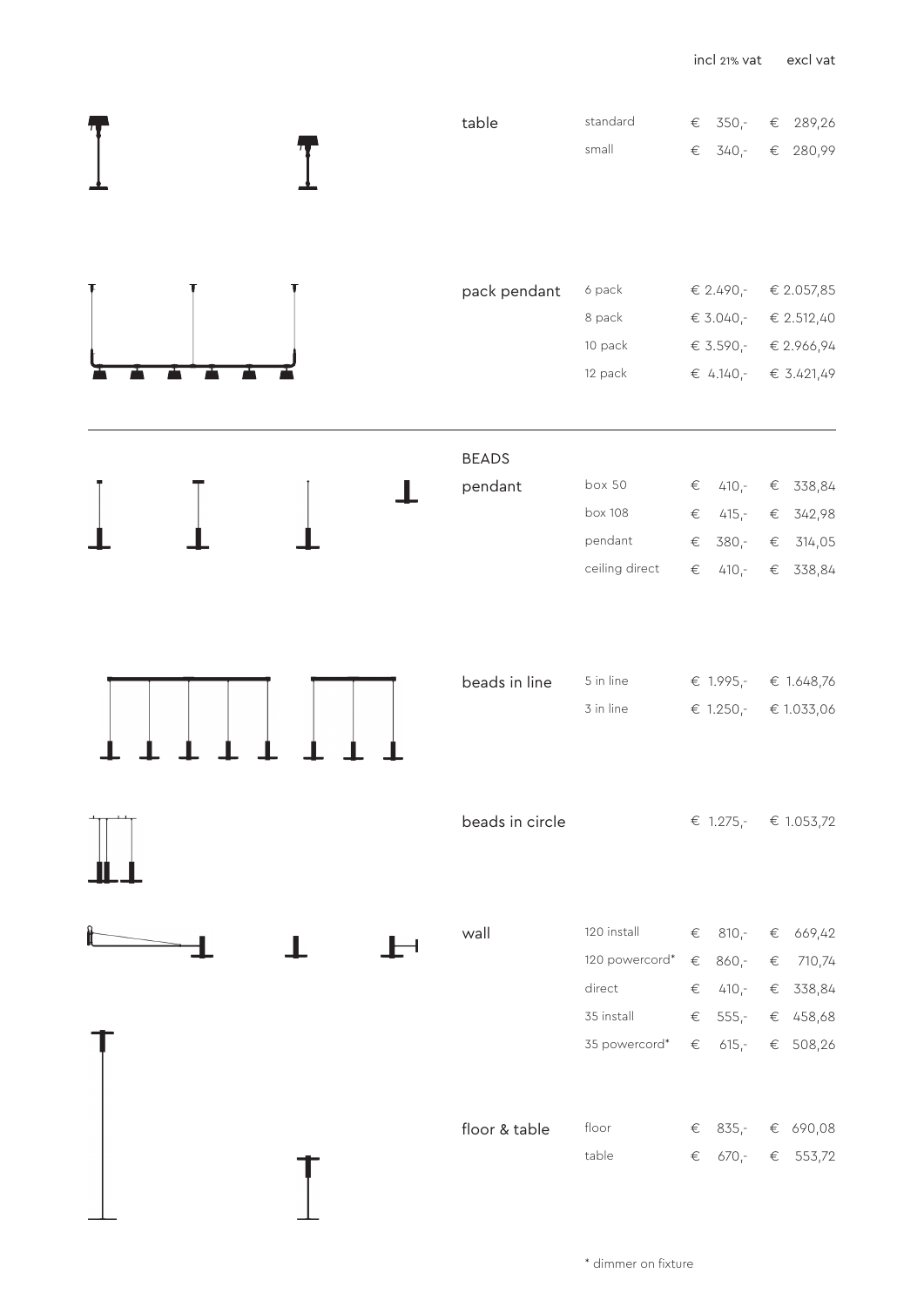| | | incl 21% vat | excl vat |
|---|---|---|---|
| table | standard | € 350,- | € 289,26 |
| | small | € 340,- | € 280,99 |
| pack pendant | 6 pack | € 2.490,- | € 2.057,85 |
| | 8 pack | € 3.040,- | € 2.512,40 |
| | 10 pack | € 3.590,- | € 2.966,94 |
| | 12 pack | € 4.140,- | € 3.421,49 |

| BEADS | | incl 21% vat | excl vat |
|---|---|---|---|
| pendant | box 50 | € 410,- | € 338,84 |
| | box 108 | € 415,- | € 342,98 |
| | pendant | € 380,- | € 314,05 |
| | ceiling direct | € 410,- | € 338,84 |
| beads in line | 5 in line | € 1.995,- | € 1.648,76 |
| | 3 in line | € 1.250,- | € 1.033,06 |
| beads in circle | | € 1.275,- | € 1.053,72 |
| wall | 120 install | € 810,- | € 669,42 |
| | 120 powercord* | € 860,- | € 710,74 |
| | direct | € 410,- | € 338,84 |
| | 35 install | € 555,- | € 458,68 |
| | 35 powercord* | € 615,- | € 508,26 |
| floor & table | floor | € 835,- | € 690,08 |
| | table | € 670,- | € 553,72 |

* dimmer on fixture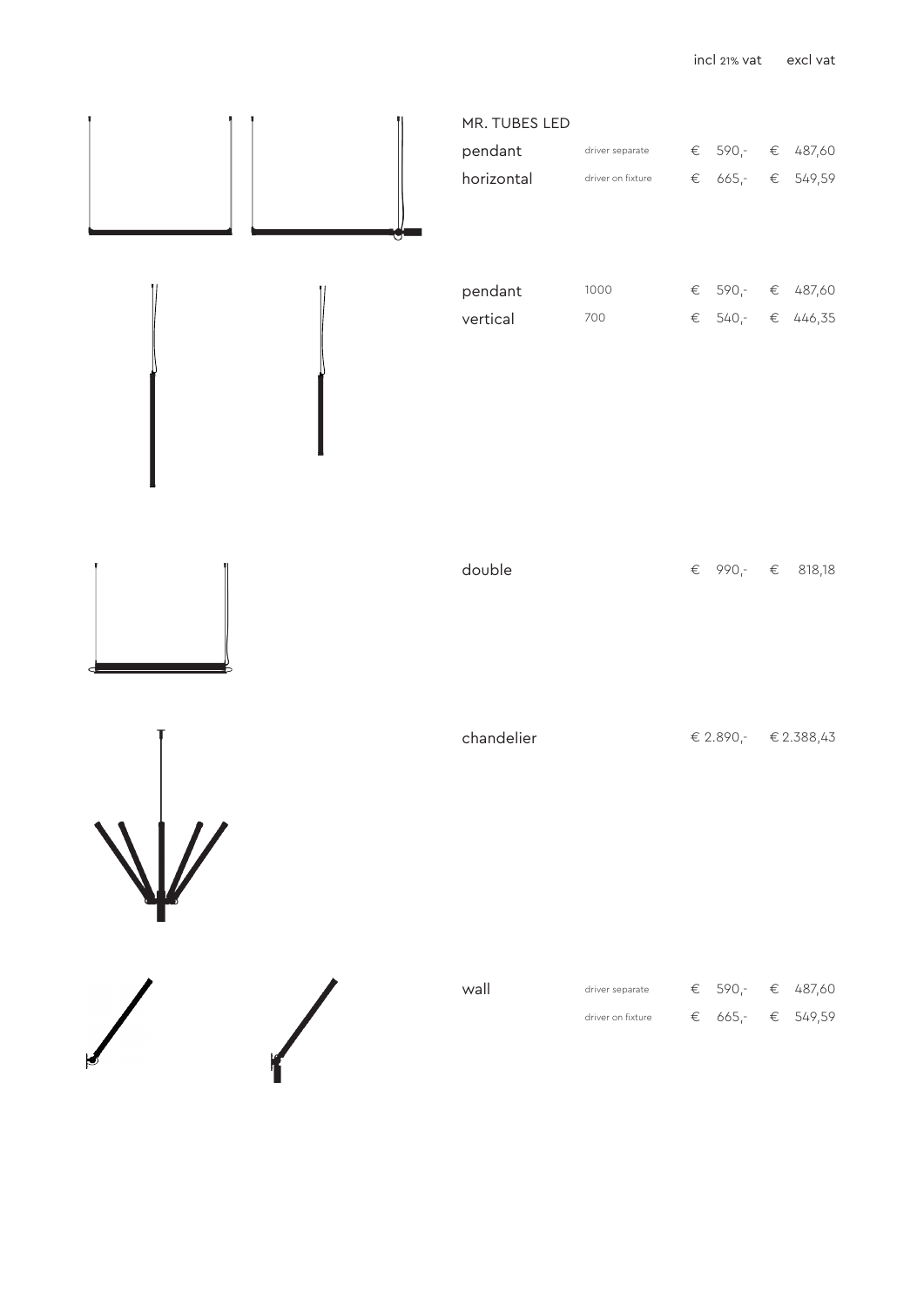| MR. TUBES LED | | incl 21% vat | excl vat |
| --- | --- | --- | --- |
| pendant horizontal | driver separate | € 590,- | € 487,60 |
| | driver on fixture | € 665,- | € 549,59 |
| pendant vertical | 1000 | € 590,- | € 487,60 |
| | 700 | € 540,- | € 446,35 |
| double | | € 990,- | € 818,18 |
| chandelier | | € 2.890,- | € 2.388,43 |
| wall | driver separate | € 590,- | € 487,60 |
| | driver on fixture | € 665,- | € 549,59 |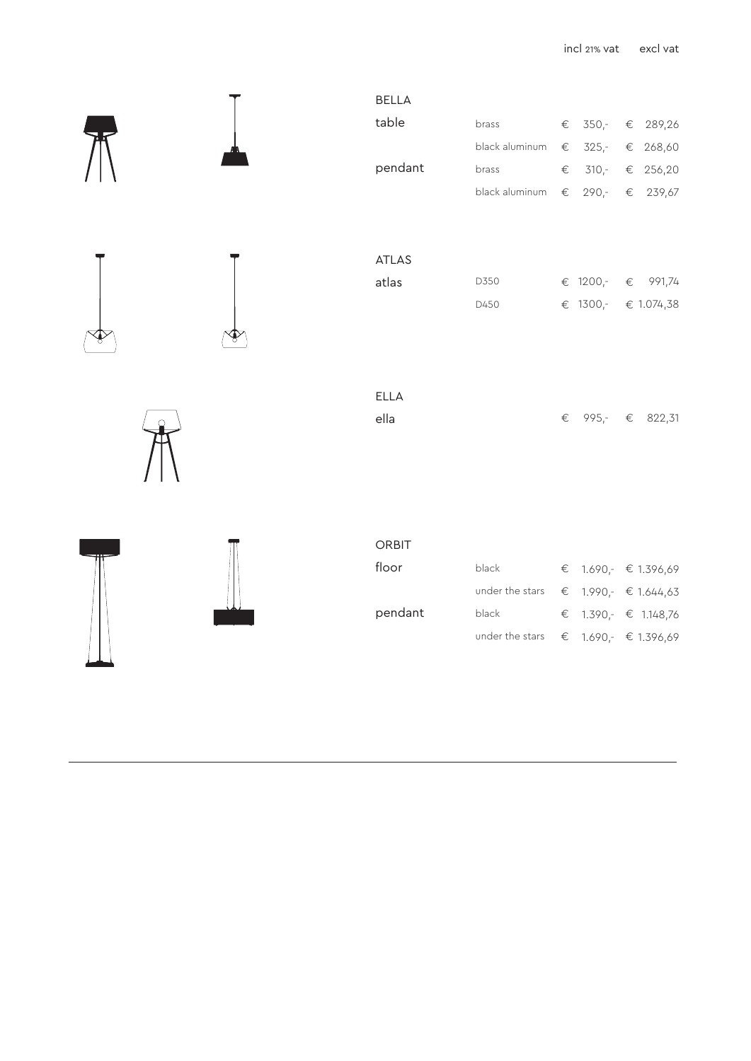| | | incl 21% vat | excl vat |
|---|---|---|---|
| **BELLA** | | | |
| table | brass | € 350,- | € 289,26 |
| | black aluminum | € 325,- | € 268,60 |
| pendant | brass | € 310,- | € 256,20 |
| | black aluminum | € 290,- | € 239,67 |
| **ATLAS** | | | |
| atlas | D350 | € 1200,- | € 991,74 |
| | D450 | € 1300,- | € 1.074,38 |
| **ELLA** | | | |
| ella | | € 995,- | € 822,31 |
| **ORBIT** | | | |
| floor | black | € 1.690,- | € 1.396,69 |
| | under the stars | € 1.990,- | € 1.644,63 |
| pendant | black | € 1.390,- | € 1.148,76 |
| | under the stars | € 1.690,- | € 1.396,69 |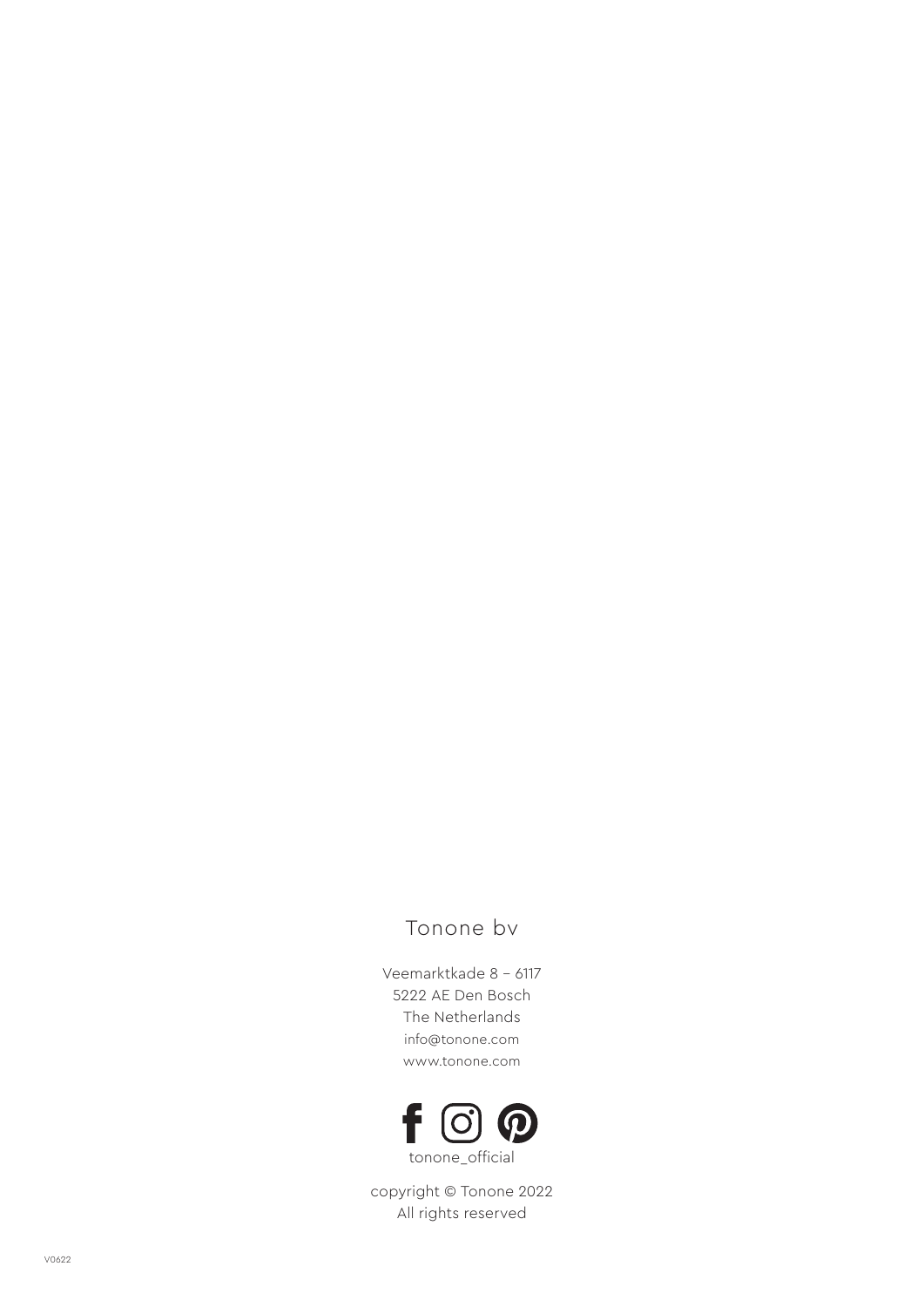Tonone bv

Veemarktkade 8 – 6117
5222 AE Den Bosch
The Netherlands
info@tonone.com
www.tonone.com

tonone_official

copyright © Tonone 2022
All rights reserved

V0622